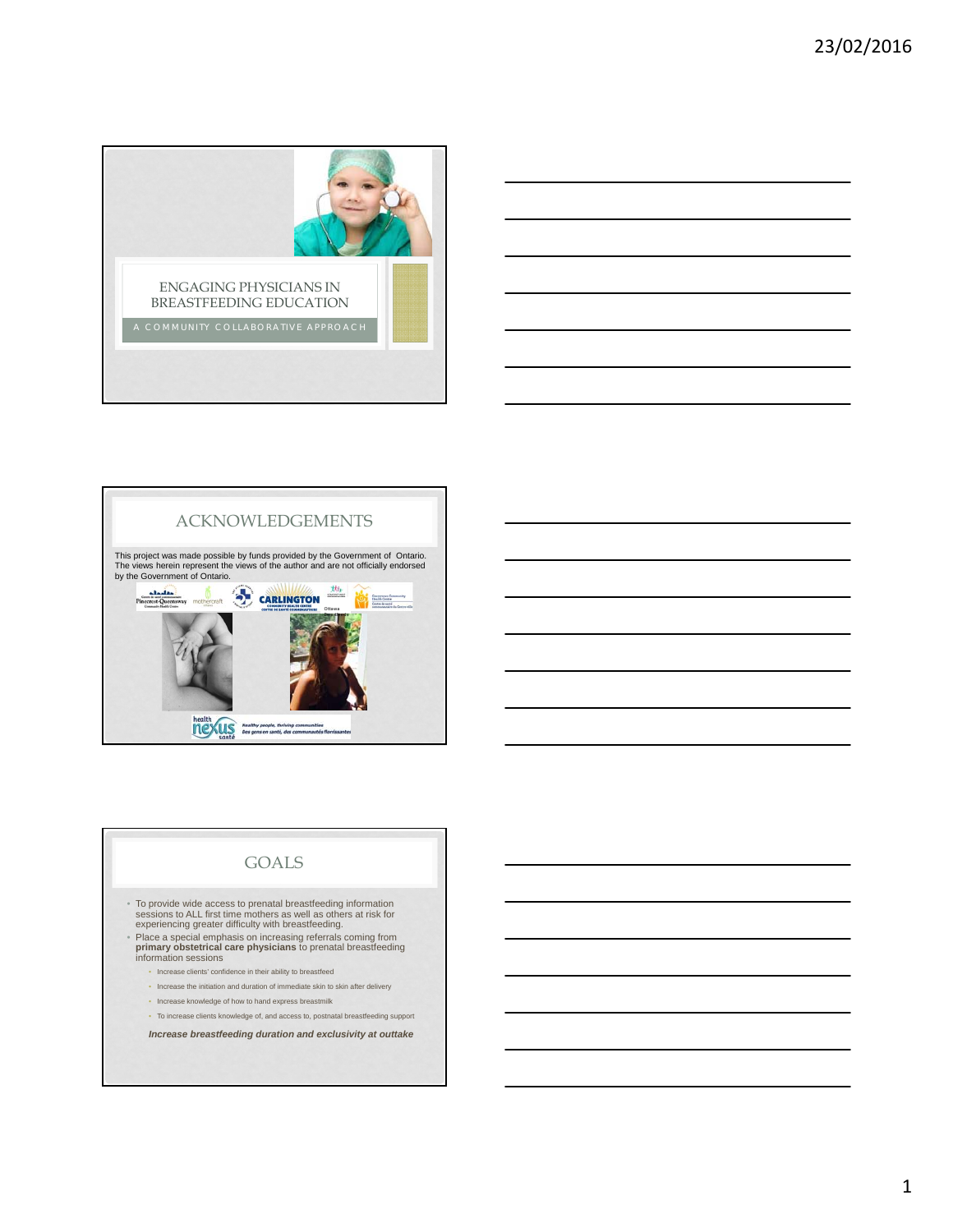# ENGAGING PHYSICIANS IN BREASTFEEDING EDUCATION

A COMMUNITY COLLABORATIVE APPROACH

## ACKNOWLEDGEMENTS

This project was made possible by funds provided by the Government of Ontario. The views herein represent the views of the author and are not officially endorsed by the Government of Ontario.

## GOALS

- To provide wide access to prenatal breastfeeding information sessions to ALL first time mothers as well as others at risk for experiencing greater difficulty with breastfeeding.
- Place a special emphasis on increasing referrals coming from **primary obstetrical care physicians** to prenatal breastfeeding information sessions
  - Increase clients' confidence in their ability to breastfeed
  - Increase the initiation and duration of immediate skin to skin after delivery
  - Increase knowledge of how to hand express breastmilk
  - To increase clients knowledge of, and access to, postnatal breastfeeding support

***Increase breastfeeding duration and exclusivity at outtake***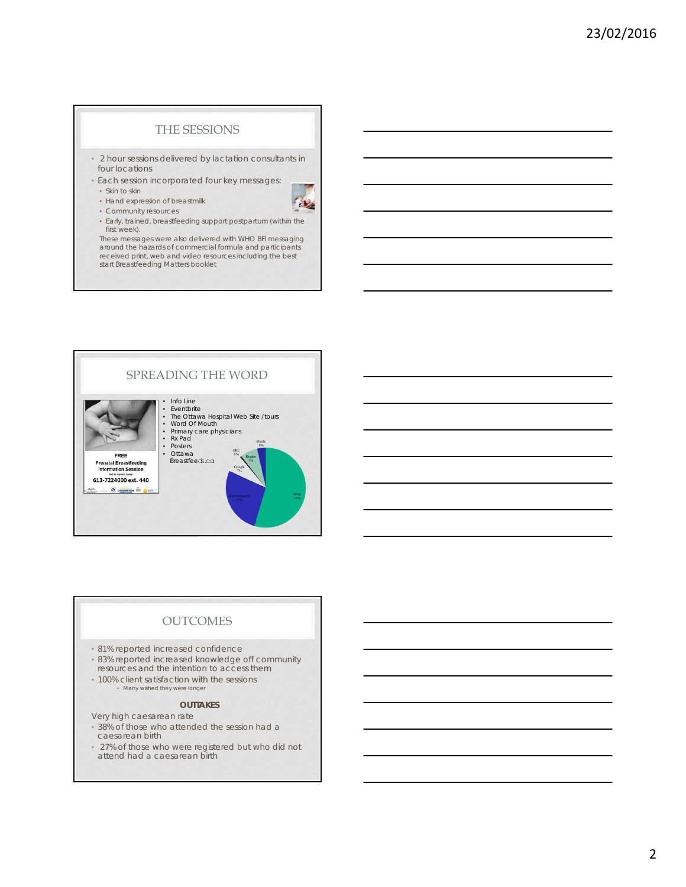## THE SESSIONS

- 2 hour sessions delivered by lactation consultants in four locations
- Each session incorporated four key messages:
  - Skin to skin
  - Hand expression of breastmilk
  - Community resources
  - Early, trained, breastfeeding support postpartum (within the first week).

These messages were also delivered with WHO BFI messaging around the hazards of commercial formula and participants received print, web and video resources including the best start Breastfeeding Matters booklet

## SPREADING THE WORD

FREE
Prenatal Breastfeeding Information Session
613-7224000 ext. 440

- Info Line
- Eventbrite
- The Ottawa Hospital Web Site /tours
- Word Of Mouth
- Primary care physicians
- Rx Pad
- Posters
- Ottawa Breastfeeds.ca

Doula 3%
CHC 1%
Doctor 7%
Google 7%
Word of mouth 27%
Hosp 55%

## OUTCOMES

- 81% reported increased confidence
- 83% reported increased knowledge off community resources and the intention to access them
- 100% client satisfaction with the sessions
  - Many wished they were longer

**OUTTAKES**

Very high caesarean rate

- 38% of those who attended the session had a caesarean birth
- 27% of those who were registered but who did not attend had a caesarean birth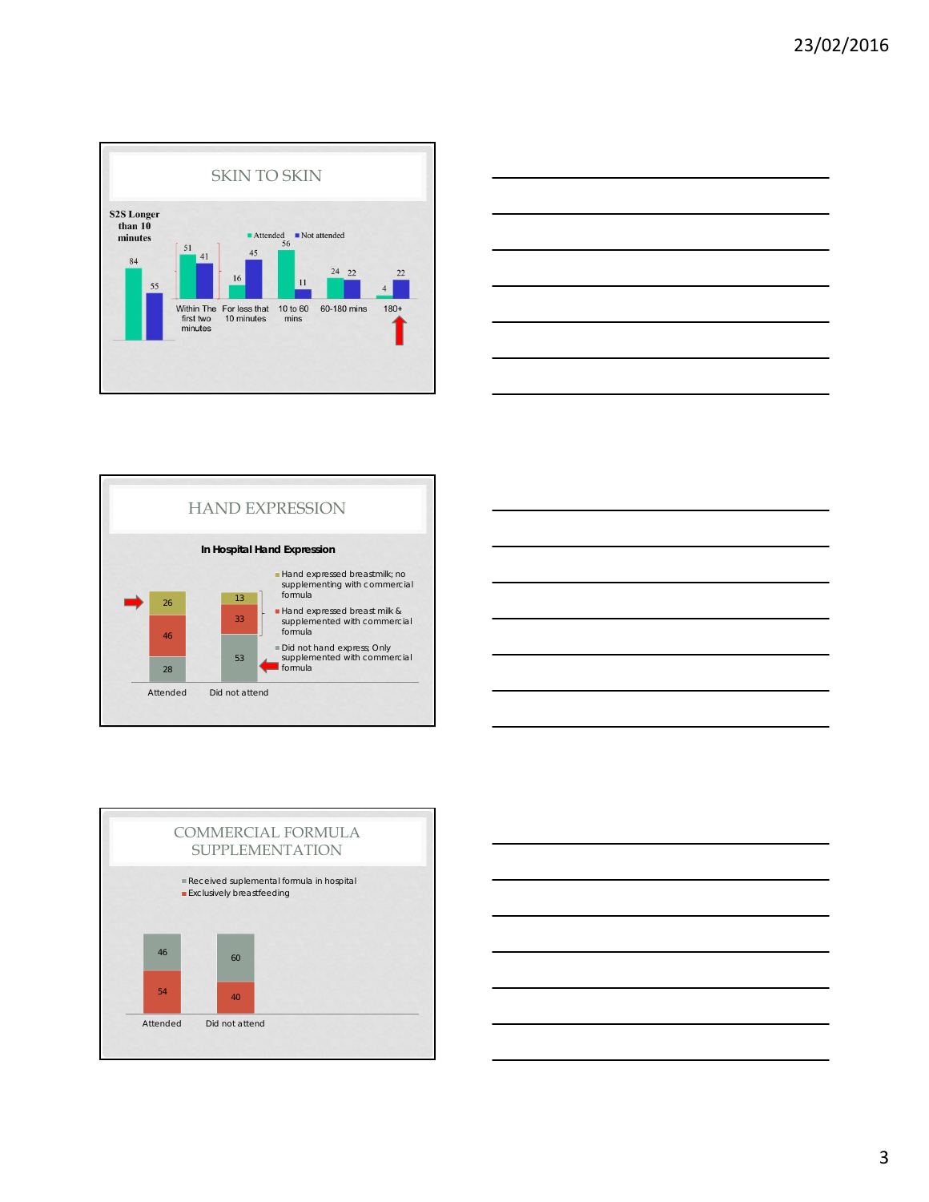## SKIN TO SKIN

S2S Longer than 10 minutes

| | Attended | Not attended |
|---|---|---|
| S2S Longer than 10 minutes | 84 | 55 |
| Within The first two minutes | 51 | 41 |
| For less that 10 minutes | 16 | 45 |
| 10 to 60 mins | 56 | 11 |
| 60-180 mins | 24 | 22 |
| 180+ | 4 | 22 |

## HAND EXPRESSION

**In Hospital Hand Expression**

| | Attended | Did not attend |
|---|---|---|
| Hand expressed breastmilk; no supplementing with commercial formula | 26 | 13 |
| Hand expressed breast milk & supplemented with commercial formula | 46 | 33 |
| Did not hand express; Only supplemented with commercial formula | 28 | 53 |

## COMMERCIAL FORMULA SUPPLEMENTATION

| | Attended | Did not attend |
|---|---|---|
| Received suplemental formula in hospital | 46 | 60 |
| Exclusively breastfeeding | 54 | 40 |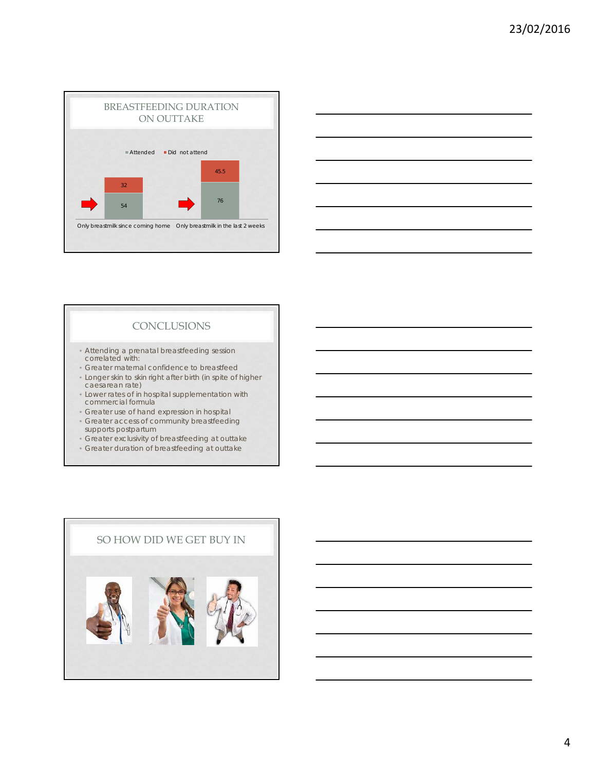## BREASTFEEDING DURATION ON OUTTAKE

| | Attended | Did not attend |
|---|---|---|
| Only breastmilk since coming home | 54 | 32 |
| Only breastmilk in the last 2 weeks | 76 | 45.5 |

## CONCLUSIONS

- Attending a prenatal breastfeeding session correlated with:
- Greater maternal confidence to breastfeed
- Longer skin to skin right after birth (in spite of higher caesarean rate)
- Lower rates of in hospital supplementation with commercial formula
- Greater use of hand expression in hospital
- Greater access of community breastfeeding supports postpartum
- Greater exclusivity of breastfeeding at outtake
- Greater duration of breastfeeding at outtake

## SO HOW DID WE GET BUY IN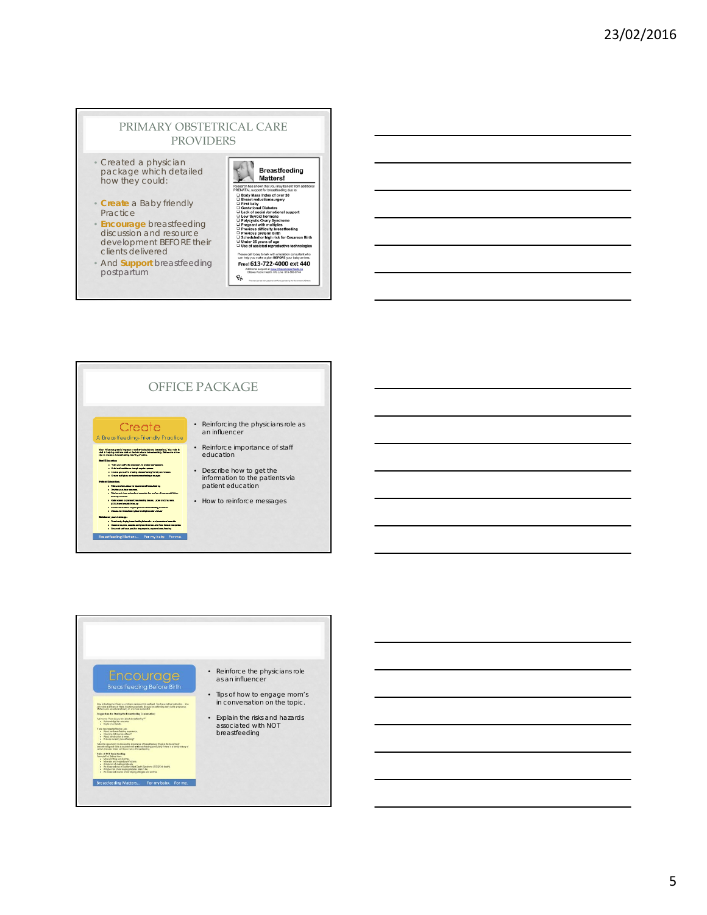## PRIMARY OBSTETRICAL CARE PROVIDERS

- Created a physician package which detailed how they could:
- **Create** a Baby friendly Practice
- **Encourage** breastfeeding discussion and resource development BEFORE their clients delivered
- And **Support** breastfeeding postpartum

**Breastfeeding Matters!**

Research has shown that you may benefit from additional PRENATAL support for breastfeeding due to:

- ☐ Body Mass Index of over 30
- ☐ Breast reduction/surgery
- ☐ First baby
- ☐ Gestational Diabetes
- ☐ Lack of social /emotional support
- ☐ Low thyroid hormone
- ☐ Polycystic Ovary Syndrome
- ☐ Pregnant with multiples
- ☐ Previous difficulty breastfeeding
- ☐ Previous preterm birth
- ☐ Scheduled or high risk for Cesarean Birth
- ☐ Under 25 years of age
- ☐ Use of assisted reproductive technologies

Please call today to talk with a lactation consultant who can help you make a plan BEFORE your baby arrives.

Free! 613-722-4000 ext 440

## OFFICE PACKAGE

**Create**
A Breastfeeding-Friendly Practice

Breastfeeding Matters... For my baby. For me.

- Reinforcing the physicians role as an influencer
- Reinforce importance of staff education
- Describe how to get the information to the patients via patient education
- How to reinforce messages

---

**Encourage**
Breastfeeding Before Birth

Breastfeeding Matters... For my baby. For me.

- Reinforce the physicians role as an influencer
- Tips of how to engage mom's in conversation on the topic.
- Explain the risks and hazards associated with NOT breastfeeding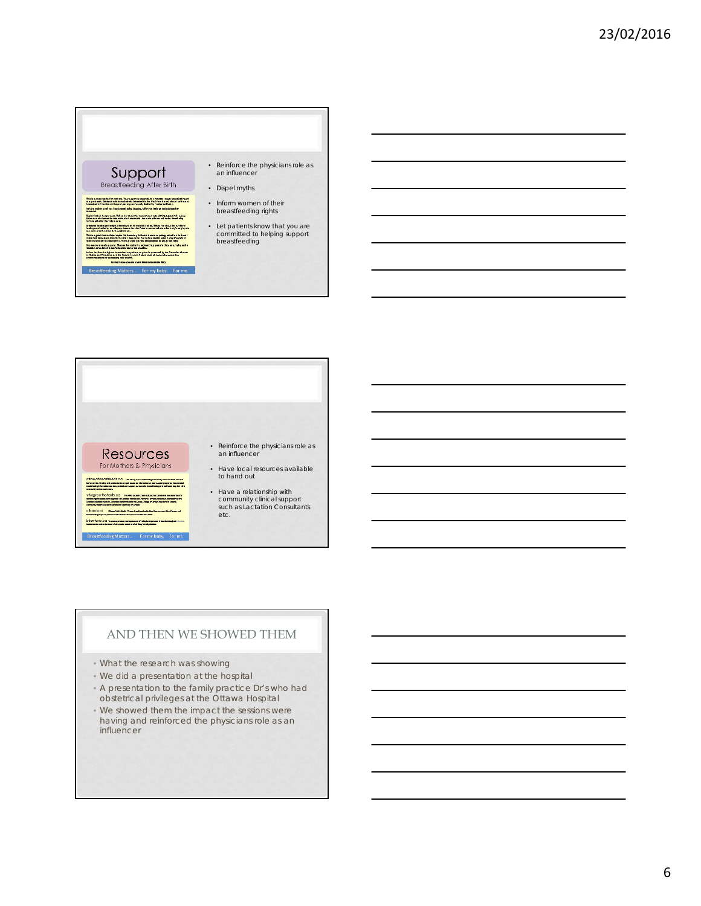## Support

Breastfeeding After Birth

Breastfeeding Matters... For my baby. For me.

- Reinforce the physicians role as an influencer
- Dispel myths
- Inform women of their breastfeeding rights
- Let patients know that you are committed to helping support breastfeeding

## Resources

For Mothers & Physicians

Breastfeeding Matters... For my baby. For me.

- Reinforce the physicians role as an influencer
- Have local resources available to hand out
- Have a relationship with community clinical support such as Lactation Consultants etc.

## AND THEN WE SHOWED THEM

- What the research was showing
- We did a presentation at the hospital
- A presentation to the family practice Dr's who had obstetrical privileges at the Ottawa Hospital
- We showed them the impact the sessions were having and reinforced the physicians role as an influencer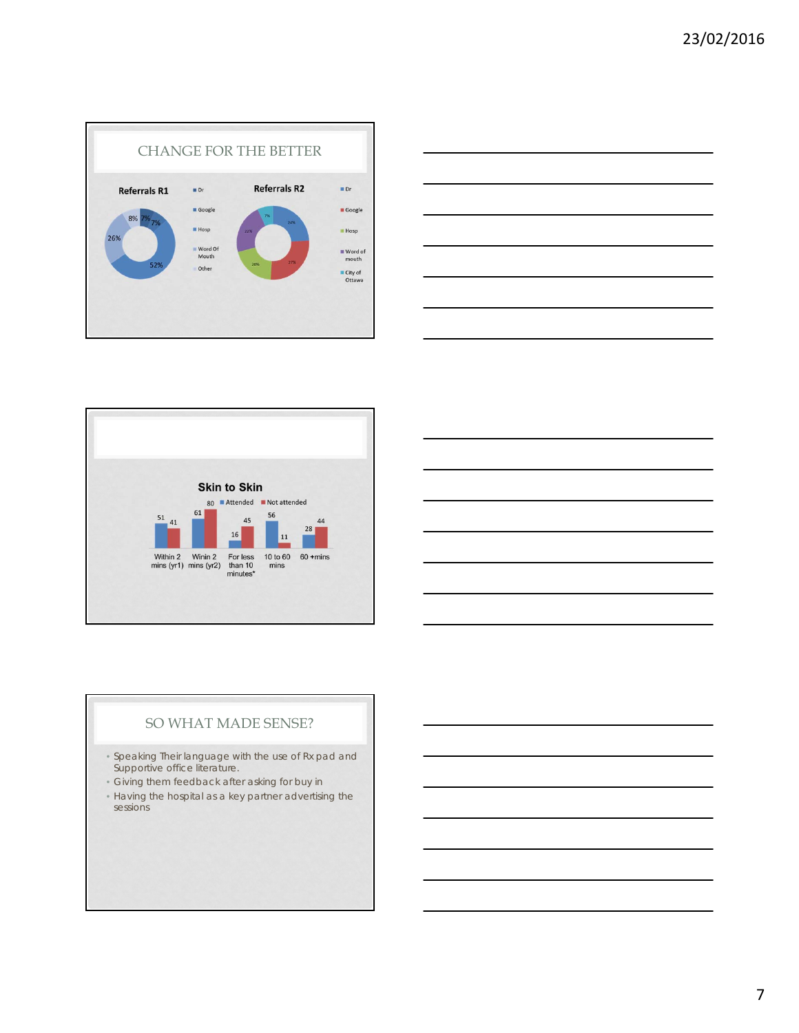## CHANGE FOR THE BETTER

**Referrals R1**

- Dr
- Google
- Hosp
- Word Of Mouth
- Other

52%, 26%, 8%, 7%, 7%

**Referrals R2**

- Dr
- Google
- Hosp
- Word of mouth
- City of Ottawa

24%, 27%, 20%, 22%, 7%

---

**Skin to Skin**

| | Attended | Not attended |
|---|---|---|
| Within 2 mins (yr1) | 51 | 41 |
| Winin 2 mins (yr2) | 61 | 80 |
| For less than 10 minutes* | 16 | 45 |
| 10 to 60 mins | 56 | 11 |
| 60 +mins | 28 | 44 |

---

## SO WHAT MADE SENSE?

- Speaking Their language with the use of Rx pad and Supportive office literature.
- Giving them feedback after asking for buy in
- Having the hospital as a key partner advertising the sessions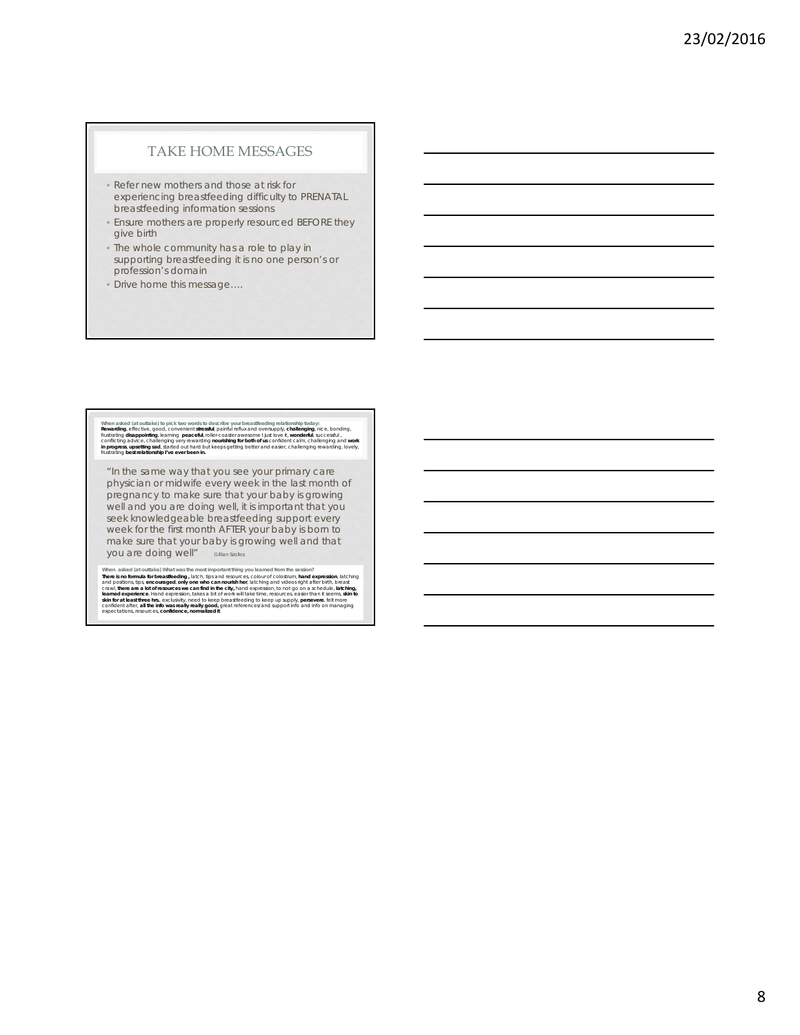## TAKE HOME MESSAGES

- Refer new mothers and those at risk for experiencing breastfeeding difficulty to PRENATAL breastfeeding information sessions
- Ensure mothers are properly resourced BEFORE they give birth
- The whole community has a role to play in supporting breastfeeding it is no one person's or profession's domain
- Drive home this message….

**When asked (at outtake) to pick two words to describe your breastfeeding relationship today:**
**Rewarding**, effective, good, convenient **stressful**, painful reflux and oversupply, **challenging**, nice, bonding, frustrating **disappointing**, learning **peaceful**, roller-coaster awesome I just love it, **wonderful**, successful, conflicting advice, challenging very rewarding **nourishing for both of us** confident calm, challenging and **work in progress**, **upsetting sad**, started out hard but keeps getting better and easier, challenging rewarding, lovely, frustrating **best relationship I've ever been in.**

"In the same way that you see your primary care physician or midwife every week in the last month of pregnancy to make sure that your baby is growing well and you are doing well, it is important that you seek knowledgeable breastfeeding support every week for the first month AFTER your baby is born to make sure that your baby is growing well and that you are doing well" Gillian Szollos

**When asked (at outtake) What was the most important thing you learned from the session?**
**There is no formula for breastfeeding ,** latch, tips and resources, colour of colostrum, **hand expression**, latching and positions, tips, **encouraged**, **only one who can nourish her**, latching and videos right after birth, breast crawl, **there are a lot of resources we can find in the city,** hand expression, to not go on a schedule, **latching, learned experience**. Hand expression, takes a bit of work will take time, resources, easier than it seems, **skin to skin for at least three hrs.**, exclusivity, need to keep breastfeeding to keep up supply, **persevere**, felt more confident after, **all the info was really really good,** great references/and support info and info on managing expectations, resources, **confidence, normalized it**